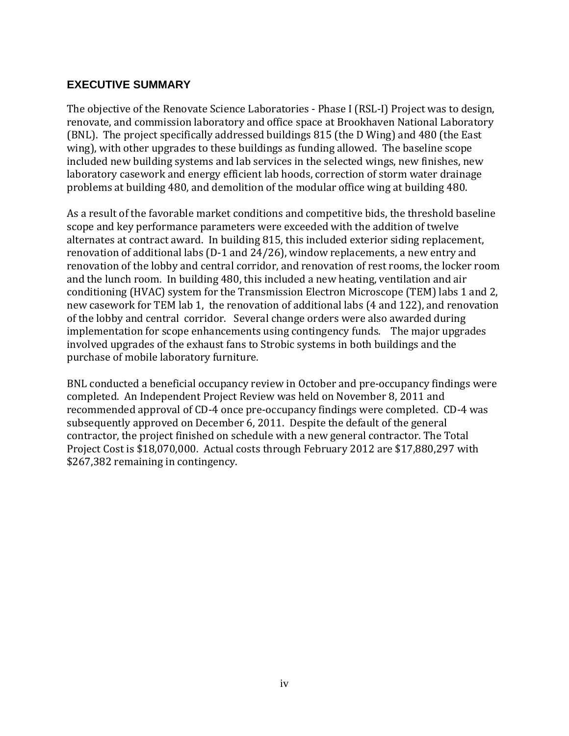## EXECUTIVE SUMMARY

The objective of the Renovate Science Laboratories - Phase I (RSL-I) Project was to design, renovate, and commission laboratory and office space at Brookhaven National Laboratory (BNL). The project specifically addressed buildings 815 (the D Wing) and 480 (the East wing), with other upgrades to these buildings as funding allowed. The baseline scope included new building systems and lab services in the selected wings, new finishes, new laboratory casework and energy efficient lab hoods, correction of storm water drainage problems at building 480, and demolition of the modular office wing at building 480.

As a result of the favorable market conditions and competitive bids, the threshold baseline scope and key performance parameters were exceeded with the addition of twelve alternates at contract award. In building 815, this included exterior siding replacement, renovation of additional labs (D-1 and 24/26), window replacements, a new entry and renovation of the lobby and central corridor, and renovation of rest rooms, the locker room and the lunch room. In building 480, this included a new heating, ventilation and air conditioning (HVAC) system for the Transmission Electron Microscope (TEM) labs 1 and 2, new casework for TEM lab 1, the renovation of additional labs (4 and 122), and renovation of the lobby and central corridor. Several change orders were also awarded during implementation for scope enhancements using contingency funds. The major upgrades involved upgrades of the exhaust fans to Strobic systems in both buildings and the purchase of mobile laboratory furniture.

BNL conducted a beneficial occupancy review in October and pre-occupancy findings were completed. An Independent Project Review was held on November 8, 2011 and recommended approval of CD-4 once pre-occupancy findings were completed. CD-4 was subsequently approved on December 6, 2011. Despite the default of the general contractor, the project finished on schedule with a new general contractor. The Total Project Cost is $18,070,000. Actual costs through February 2012 are $17,880,297 with $267,382 remaining in contingency.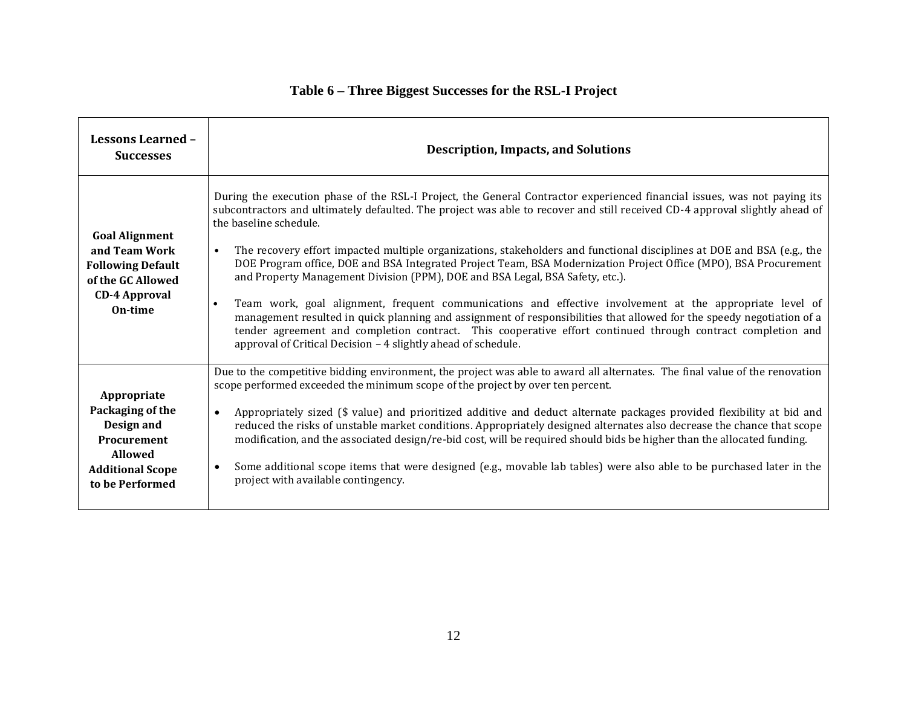**Table 6 – Three Biggest Successes for the RSL-I Project**

| Lessons Learned – Successes | Description, Impacts, and Solutions |
|---|---|
| **Goal Alignment and Team Work Following Default of the GC Allowed CD-4 Approval On-time** | During the execution phase of the RSL-I Project, the General Contractor experienced financial issues, was not paying its subcontractors and ultimately defaulted. The project was able to recover and still received CD-4 approval slightly ahead of the baseline schedule.<br><br>• The recovery effort impacted multiple organizations, stakeholders and functional disciplines at DOE and BSA (e.g., the DOE Program office, DOE and BSA Integrated Project Team, BSA Modernization Project Office (MPO), BSA Procurement and Property Management Division (PPM), DOE and BSA Legal, BSA Safety, etc.).<br><br>• Team work, goal alignment, frequent communications and effective involvement at the appropriate level of management resulted in quick planning and assignment of responsibilities that allowed for the speedy negotiation of a tender agreement and completion contract. This cooperative effort continued through contract completion and approval of Critical Decision – 4 slightly ahead of schedule. |
| **Appropriate Packaging of the Design and Procurement Allowed Additional Scope to be Performed** | Due to the competitive bidding environment, the project was able to award all alternates. The final value of the renovation scope performed exceeded the minimum scope of the project by over ten percent.<br><br>• Appropriately sized ($ value) and prioritized additive and deduct alternate packages provided flexibility at bid and reduced the risks of unstable market conditions. Appropriately designed alternates also decrease the chance that scope modification, and the associated design/re-bid cost, will be required should bids be higher than the allocated funding.<br><br>• Some additional scope items that were designed (e.g., movable lab tables) were also able to be purchased later in the project with available contingency. |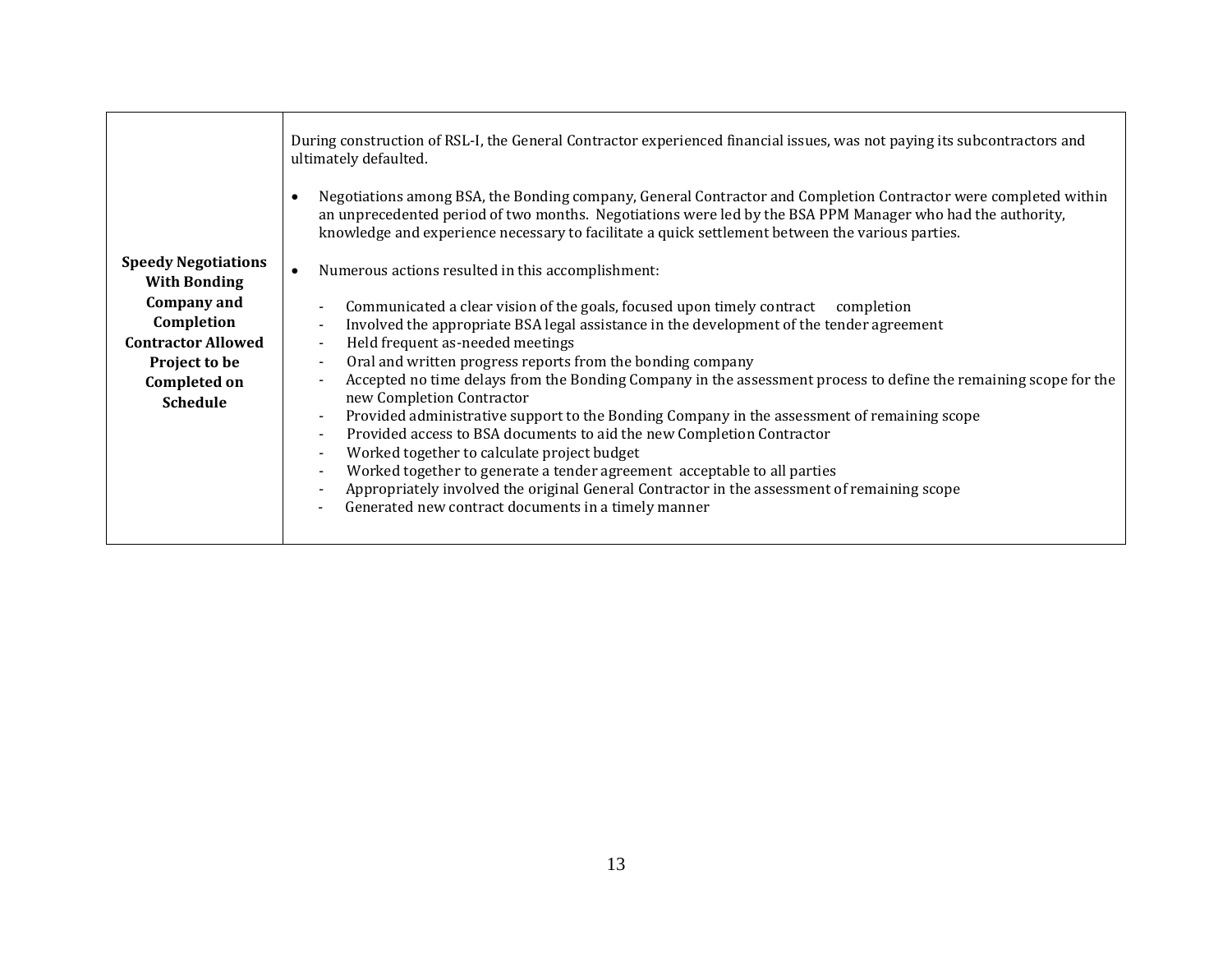| **Speedy Negotiations With Bonding Company and Completion Contractor Allowed Project to be Completed on Schedule** | During construction of RSL-I, the General Contractor experienced financial issues, was not paying its subcontractors and ultimately defaulted.<br><br>• Negotiations among BSA, the Bonding company, General Contractor and Completion Contractor were completed within an unprecedented period of two months. Negotiations were led by the BSA PPM Manager who had the authority, knowledge and experience necessary to facilitate a quick settlement between the various parties.<br><br>• Numerous actions resulted in this accomplishment:<br><br>- Communicated a clear vision of the goals, focused upon timely contract completion<br>- Involved the appropriate BSA legal assistance in the development of the tender agreement<br>- Held frequent as-needed meetings<br>- Oral and written progress reports from the bonding company<br>- Accepted no time delays from the Bonding Company in the assessment process to define the remaining scope for the new Completion Contractor<br>- Provided administrative support to the Bonding Company in the assessment of remaining scope<br>- Provided access to BSA documents to aid the new Completion Contractor<br>- Worked together to calculate project budget<br>- Worked together to generate a tender agreement acceptable to all parties<br>- Appropriately involved the original General Contractor in the assessment of remaining scope<br>- Generated new contract documents in a timely manner |
|---|---|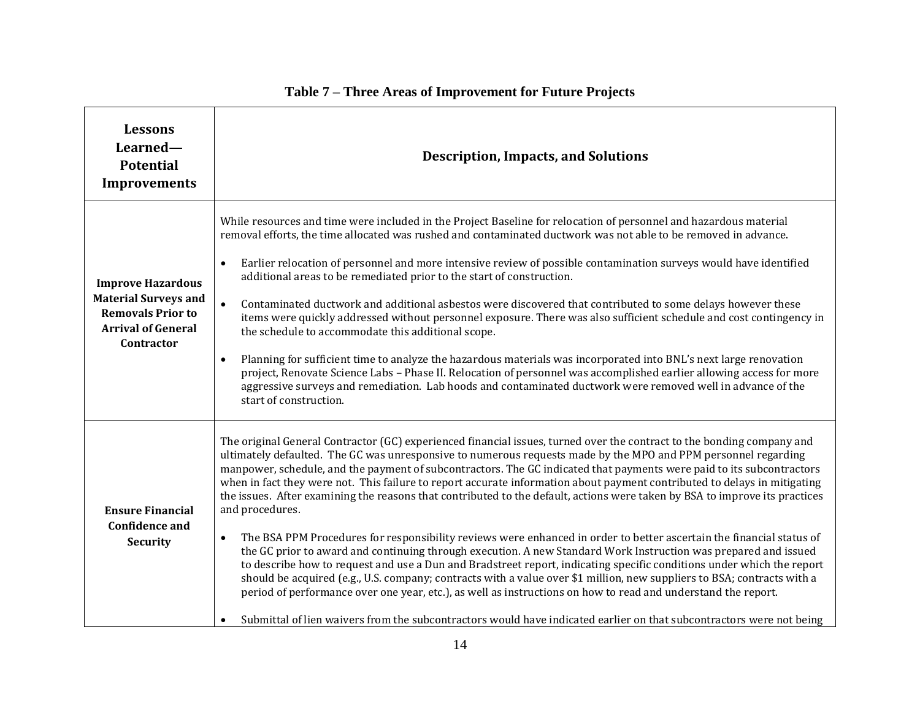**Table 7 – Three Areas of Improvement for Future Projects**

| Lessons Learned—Potential Improvements | Description, Impacts, and Solutions |
|---|---|
| **Improve Hazardous Material Surveys and Removals Prior to Arrival of General Contractor** | While resources and time were included in the Project Baseline for relocation of personnel and hazardous material removal efforts, the time allocated was rushed and contaminated ductwork was not able to be removed in advance.<br><br>• Earlier relocation of personnel and more intensive review of possible contamination surveys would have identified additional areas to be remediated prior to the start of construction.<br><br>• Contaminated ductwork and additional asbestos were discovered that contributed to some delays however these items were quickly addressed without personnel exposure. There was also sufficient schedule and cost contingency in the schedule to accommodate this additional scope.<br><br>• Planning for sufficient time to analyze the hazardous materials was incorporated into BNL's next large renovation project, Renovate Science Labs – Phase II. Relocation of personnel was accomplished earlier allowing access for more aggressive surveys and remediation. Lab hoods and contaminated ductwork were removed well in advance of the start of construction. |
| **Ensure Financial Confidence and Security** | The original General Contractor (GC) experienced financial issues, turned over the contract to the bonding company and ultimately defaulted. The GC was unresponsive to numerous requests made by the MPO and PPM personnel regarding manpower, schedule, and the payment of subcontractors. The GC indicated that payments were paid to its subcontractors when in fact they were not. This failure to report accurate information about payment contributed to delays in mitigating the issues. After examining the reasons that contributed to the default, actions were taken by BSA to improve its practices and procedures.<br><br>• The BSA PPM Procedures for responsibility reviews were enhanced in order to better ascertain the financial status of the GC prior to award and continuing through execution. A new Standard Work Instruction was prepared and issued to describe how to request and use a Dun and Bradstreet report, indicating specific conditions under which the report should be acquired (e.g., U.S. company; contracts with a value over $1 million, new suppliers to BSA; contracts with a period of performance over one year, etc.), as well as instructions on how to read and understand the report.<br><br>• Submittal of lien waivers from the subcontractors would have indicated earlier on that subcontractors were not being |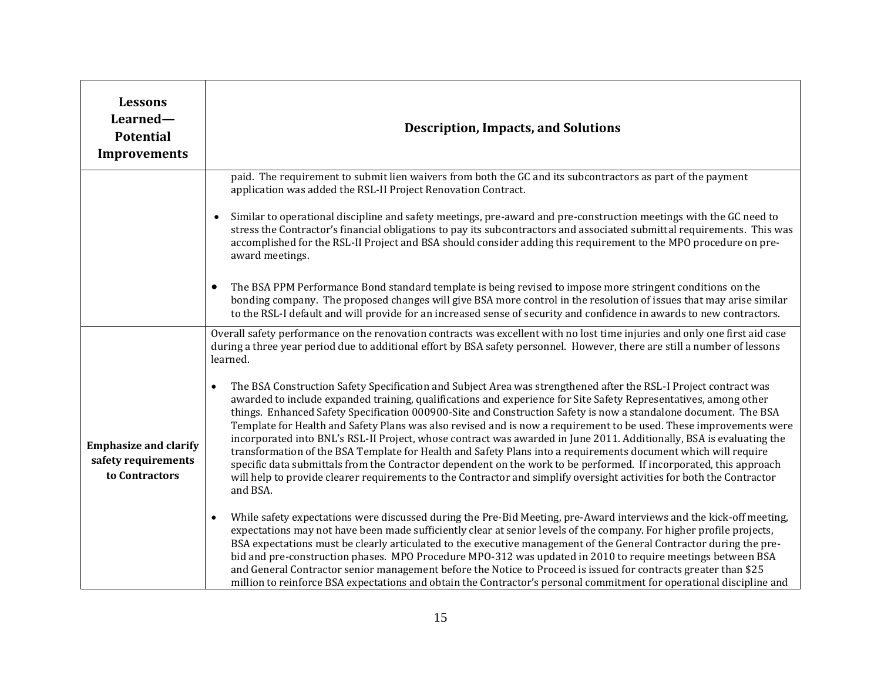| Lessons Learned—Potential Improvements | Description, Impacts, and Solutions |
| --- | --- |
| | paid. The requirement to submit lien waivers from both the GC and its subcontractors as part of the payment application was added the RSL-II Project Renovation Contract.<br><br>• Similar to operational discipline and safety meetings, pre-award and pre-construction meetings with the GC need to stress the Contractor's financial obligations to pay its subcontractors and associated submittal requirements. This was accomplished for the RSL-II Project and BSA should consider adding this requirement to the MPO procedure on pre-award meetings.<br><br>• The BSA PPM Performance Bond standard template is being revised to impose more stringent conditions on the bonding company. The proposed changes will give BSA more control in the resolution of issues that may arise similar to the RSL-I default and will provide for an increased sense of security and confidence in awards to new contractors. |
| **Emphasize and clarify safety requirements to Contractors** | Overall safety performance on the renovation contracts was excellent with no lost time injuries and only one first aid case during a three year period due to additional effort by BSA safety personnel. However, there are still a number of lessons learned.<br><br>• The BSA Construction Safety Specification and Subject Area was strengthened after the RSL-I Project contract was awarded to include expanded training, qualifications and experience for Site Safety Representatives, among other things. Enhanced Safety Specification 000900-Site and Construction Safety is now a standalone document. The BSA Template for Health and Safety Plans was also revised and is now a requirement to be used. These improvements were incorporated into BNL's RSL-II Project, whose contract was awarded in June 2011. Additionally, BSA is evaluating the transformation of the BSA Template for Health and Safety Plans into a requirements document which will require specific data submittals from the Contractor dependent on the work to be performed. If incorporated, this approach will help to provide clearer requirements to the Contractor and simplify oversight activities for both the Contractor and BSA.<br><br>• While safety expectations were discussed during the Pre-Bid Meeting, pre-Award interviews and the kick-off meeting, expectations may not have been made sufficiently clear at senior levels of the company. For higher profile projects, BSA expectations must be clearly articulated to the executive management of the General Contractor during the pre-bid and pre-construction phases. MPO Procedure MPO-312 was updated in 2010 to require meetings between BSA and General Contractor senior management before the Notice to Proceed is issued for contracts greater than $25 million to reinforce BSA expectations and obtain the Contractor's personal commitment for operational discipline and |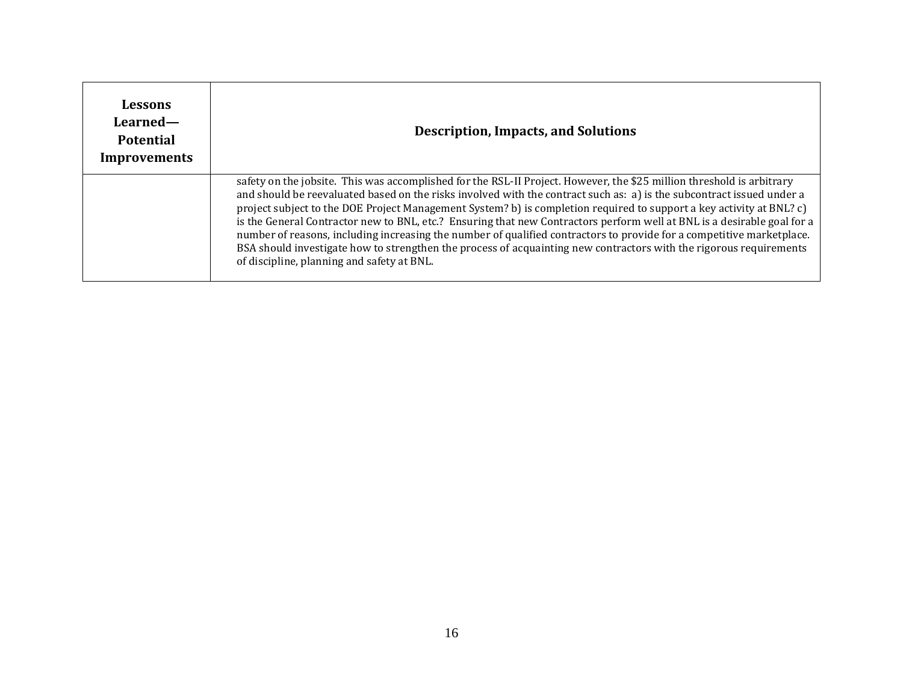| Lessons Learned—Potential Improvements | Description, Impacts, and Solutions |
|---|---|
| | safety on the jobsite. This was accomplished for the RSL-II Project. However, the $25 million threshold is arbitrary and should be reevaluated based on the risks involved with the contract such as: a) is the subcontract issued under a project subject to the DOE Project Management System? b) is completion required to support a key activity at BNL? c) is the General Contractor new to BNL, etc.? Ensuring that new Contractors perform well at BNL is a desirable goal for a number of reasons, including increasing the number of qualified contractors to provide for a competitive marketplace. BSA should investigate how to strengthen the process of acquainting new contractors with the rigorous requirements of discipline, planning and safety at BNL. |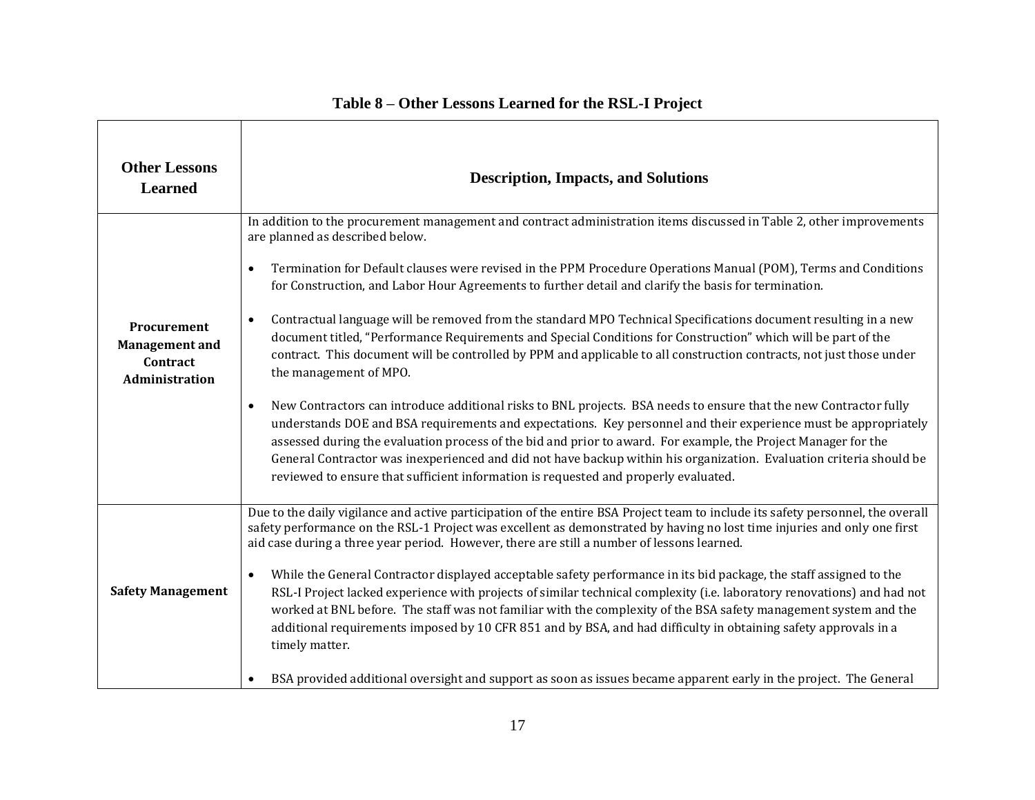**Table 8 – Other Lessons Learned for the RSL-I Project**

| Other Lessons Learned | Description, Impacts, and Solutions |
|---|---|
| **Procurement Management and Contract Administration** | In addition to the procurement management and contract administration items discussed in Table 2, other improvements are planned as described below.<br><br>• Termination for Default clauses were revised in the PPM Procedure Operations Manual (POM), Terms and Conditions for Construction, and Labor Hour Agreements to further detail and clarify the basis for termination.<br><br>• Contractual language will be removed from the standard MPO Technical Specifications document resulting in a new document titled, "Performance Requirements and Special Conditions for Construction" which will be part of the contract. This document will be controlled by PPM and applicable to all construction contracts, not just those under the management of MPO.<br><br>• New Contractors can introduce additional risks to BNL projects. BSA needs to ensure that the new Contractor fully understands DOE and BSA requirements and expectations. Key personnel and their experience must be appropriately assessed during the evaluation process of the bid and prior to award. For example, the Project Manager for the General Contractor was inexperienced and did not have backup within his organization. Evaluation criteria should be reviewed to ensure that sufficient information is requested and properly evaluated. |
| **Safety Management** | Due to the daily vigilance and active participation of the entire BSA Project team to include its safety personnel, the overall safety performance on the RSL-1 Project was excellent as demonstrated by having no lost time injuries and only one first aid case during a three year period. However, there are still a number of lessons learned.<br><br>• While the General Contractor displayed acceptable safety performance in its bid package, the staff assigned to the RSL-I Project lacked experience with projects of similar technical complexity (i.e. laboratory renovations) and had not worked at BNL before. The staff was not familiar with the complexity of the BSA safety management system and the additional requirements imposed by 10 CFR 851 and by BSA, and had difficulty in obtaining safety approvals in a timely matter.<br><br>• BSA provided additional oversight and support as soon as issues became apparent early in the project. The General |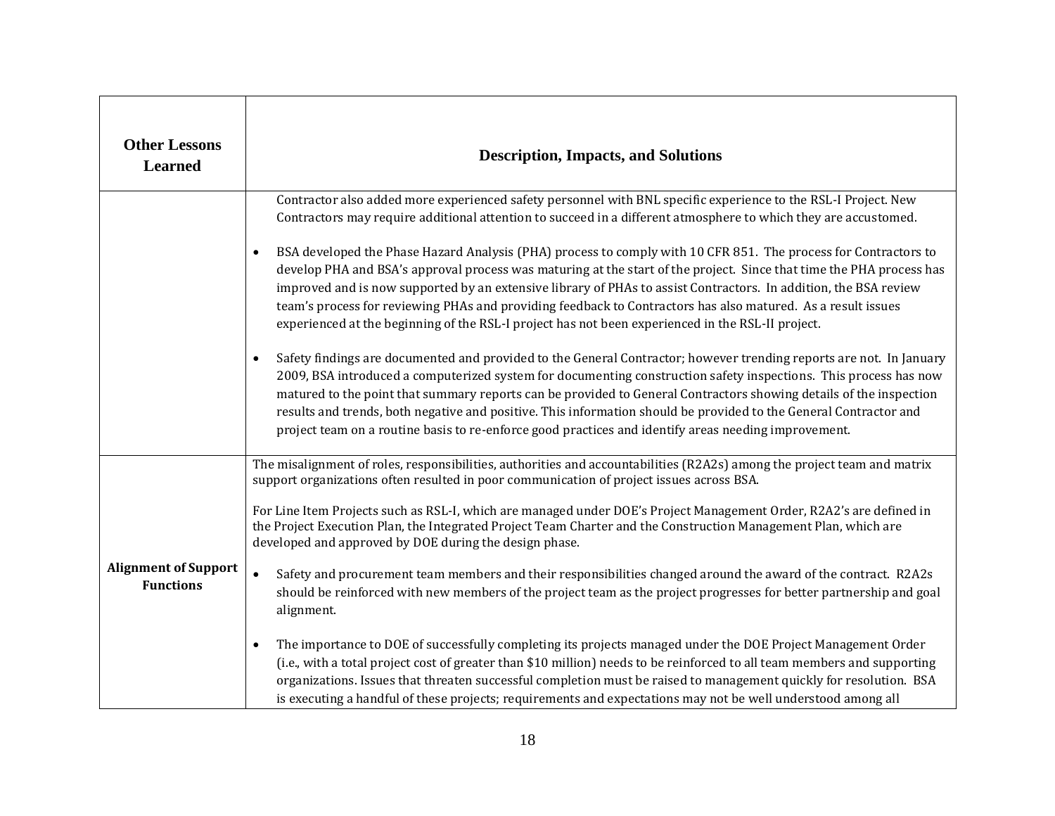| Other Lessons Learned | Description, Impacts, and Solutions |
|---|---|
| | Contractor also added more experienced safety personnel with BNL specific experience to the RSL-I Project. New Contractors may require additional attention to succeed in a different atmosphere to which they are accustomed.<br><br>• BSA developed the Phase Hazard Analysis (PHA) process to comply with 10 CFR 851. The process for Contractors to develop PHA and BSA's approval process was maturing at the start of the project. Since that time the PHA process has improved and is now supported by an extensive library of PHAs to assist Contractors. In addition, the BSA review team's process for reviewing PHAs and providing feedback to Contractors has also matured. As a result issues experienced at the beginning of the RSL-I project has not been experienced in the RSL-II project.<br><br>• Safety findings are documented and provided to the General Contractor; however trending reports are not. In January 2009, BSA introduced a computerized system for documenting construction safety inspections. This process has now matured to the point that summary reports can be provided to General Contractors showing details of the inspection results and trends, both negative and positive. This information should be provided to the General Contractor and project team on a routine basis to re-enforce good practices and identify areas needing improvement. |
| **Alignment of Support Functions** | The misalignment of roles, responsibilities, authorities and accountabilities (R2A2s) among the project team and matrix support organizations often resulted in poor communication of project issues across BSA.<br><br>For Line Item Projects such as RSL-I, which are managed under DOE's Project Management Order, R2A2's are defined in the Project Execution Plan, the Integrated Project Team Charter and the Construction Management Plan, which are developed and approved by DOE during the design phase.<br><br>• Safety and procurement team members and their responsibilities changed around the award of the contract. R2A2s should be reinforced with new members of the project team as the project progresses for better partnership and goal alignment.<br><br>• The importance to DOE of successfully completing its projects managed under the DOE Project Management Order (i.e., with a total project cost of greater than $10 million) needs to be reinforced to all team members and supporting organizations. Issues that threaten successful completion must be raised to management quickly for resolution. BSA is executing a handful of these projects; requirements and expectations may not be well understood among all |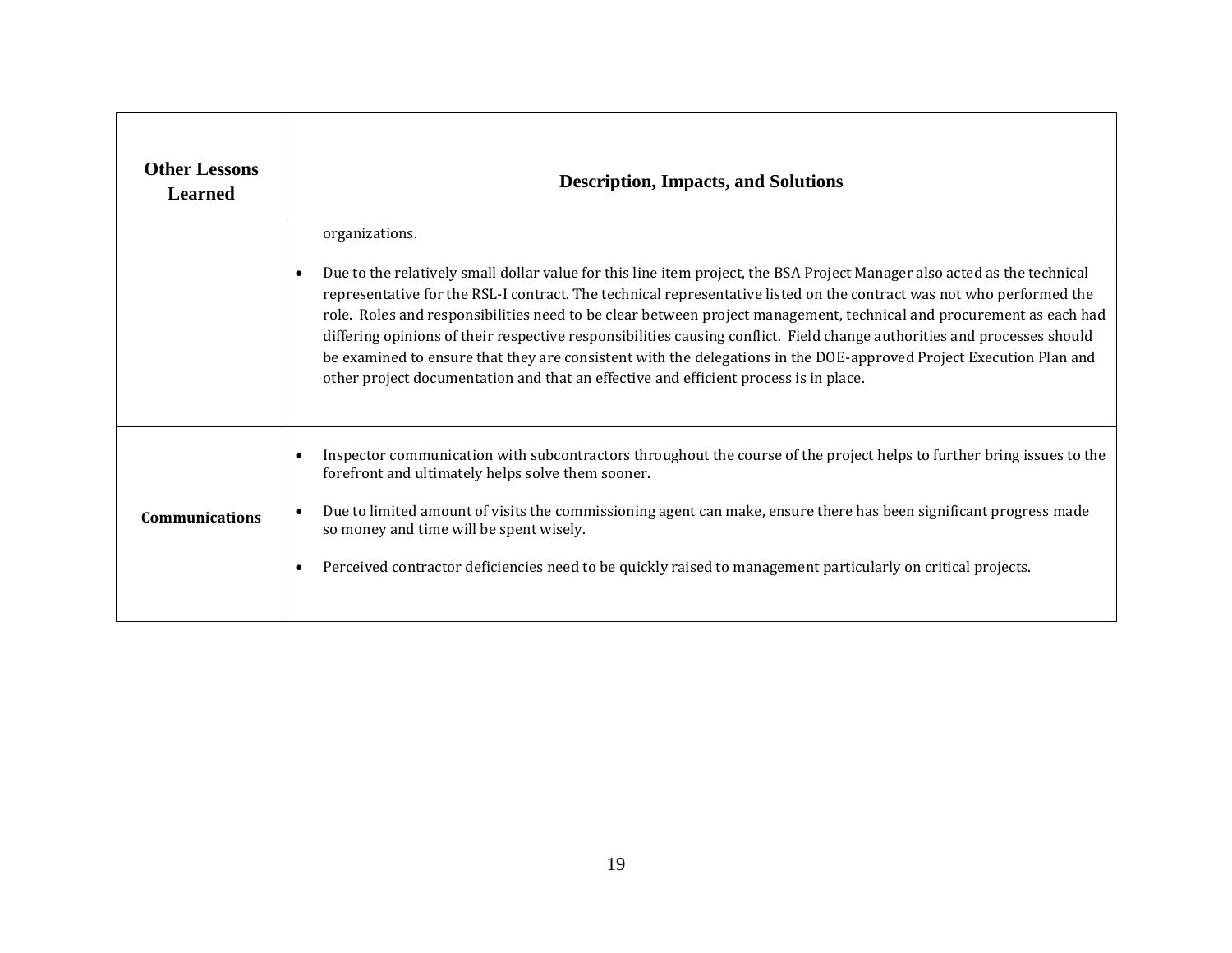| Other Lessons Learned | Description, Impacts, and Solutions |
| --- | --- |
| | organizations.<br><br>• Due to the relatively small dollar value for this line item project, the BSA Project Manager also acted as the technical representative for the RSL-I contract. The technical representative listed on the contract was not who performed the role. Roles and responsibilities need to be clear between project management, technical and procurement as each had differing opinions of their respective responsibilities causing conflict. Field change authorities and processes should be examined to ensure that they are consistent with the delegations in the DOE-approved Project Execution Plan and other project documentation and that an effective and efficient process is in place. |
| **Communications** | • Inspector communication with subcontractors throughout the course of the project helps to further bring issues to the forefront and ultimately helps solve them sooner.<br><br>• Due to limited amount of visits the commissioning agent can make, ensure there has been significant progress made so money and time will be spent wisely.<br><br>• Perceived contractor deficiencies need to be quickly raised to management particularly on critical projects. |